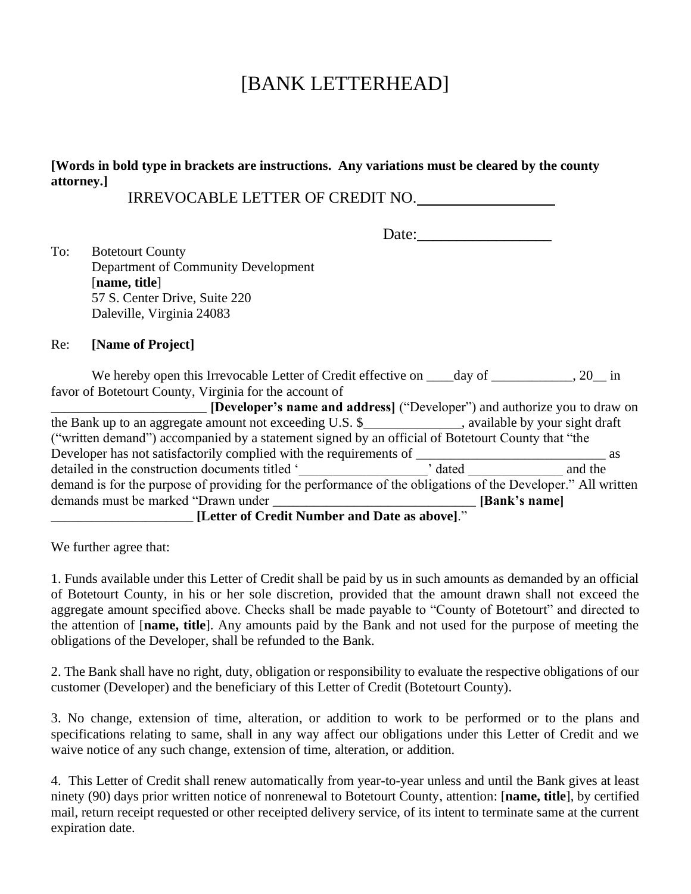# [BANK LETTERHEAD]

**[Words in bold type in brackets are instructions. Any variations must be cleared by the county attorney.]**

IRREVOCABLE LETTER OF CREDIT NO.__________________

Date:_________________

To: Botetourt County
Department of Community Development
[**name, title**]
57 S. Center Drive, Suite 220
Daleville, Virginia 24083

Re: **[Name of Project]**

We hereby open this Irrevocable Letter of Credit effective on ____day of ____________, 20__ in favor of Botetourt County, Virginia for the account of _______________________ **[Developer's name and address]** ("Developer") and authorize you to draw on the Bank up to an aggregate amount not exceeding U.S. $______________, available by your sight draft ("written demand") accompanied by a statement signed by an official of Botetourt County that "the Developer has not satisfactorily complied with the requirements of ____________________________ as detailed in the construction documents titled '___________________' dated ______________ and the demand is for the purpose of providing for the performance of the obligations of the Developer." All written demands must be marked "Drawn under ______________________________ **[Bank's name]** _____________________ **[Letter of Credit Number and Date as above]**."

We further agree that:

1. Funds available under this Letter of Credit shall be paid by us in such amounts as demanded by an official of Botetourt County, in his or her sole discretion, provided that the amount drawn shall not exceed the aggregate amount specified above. Checks shall be made payable to "County of Botetourt" and directed to the attention of [**name, title**]. Any amounts paid by the Bank and not used for the purpose of meeting the obligations of the Developer, shall be refunded to the Bank.

2. The Bank shall have no right, duty, obligation or responsibility to evaluate the respective obligations of our customer (Developer) and the beneficiary of this Letter of Credit (Botetourt County).

3. No change, extension of time, alteration, or addition to work to be performed or to the plans and specifications relating to same, shall in any way affect our obligations under this Letter of Credit and we waive notice of any such change, extension of time, alteration, or addition.

4. This Letter of Credit shall renew automatically from year-to-year unless and until the Bank gives at least ninety (90) days prior written notice of nonrenewal to Botetourt County, attention: [**name, title**], by certified mail, return receipt requested or other receipted delivery service, of its intent to terminate same at the current expiration date.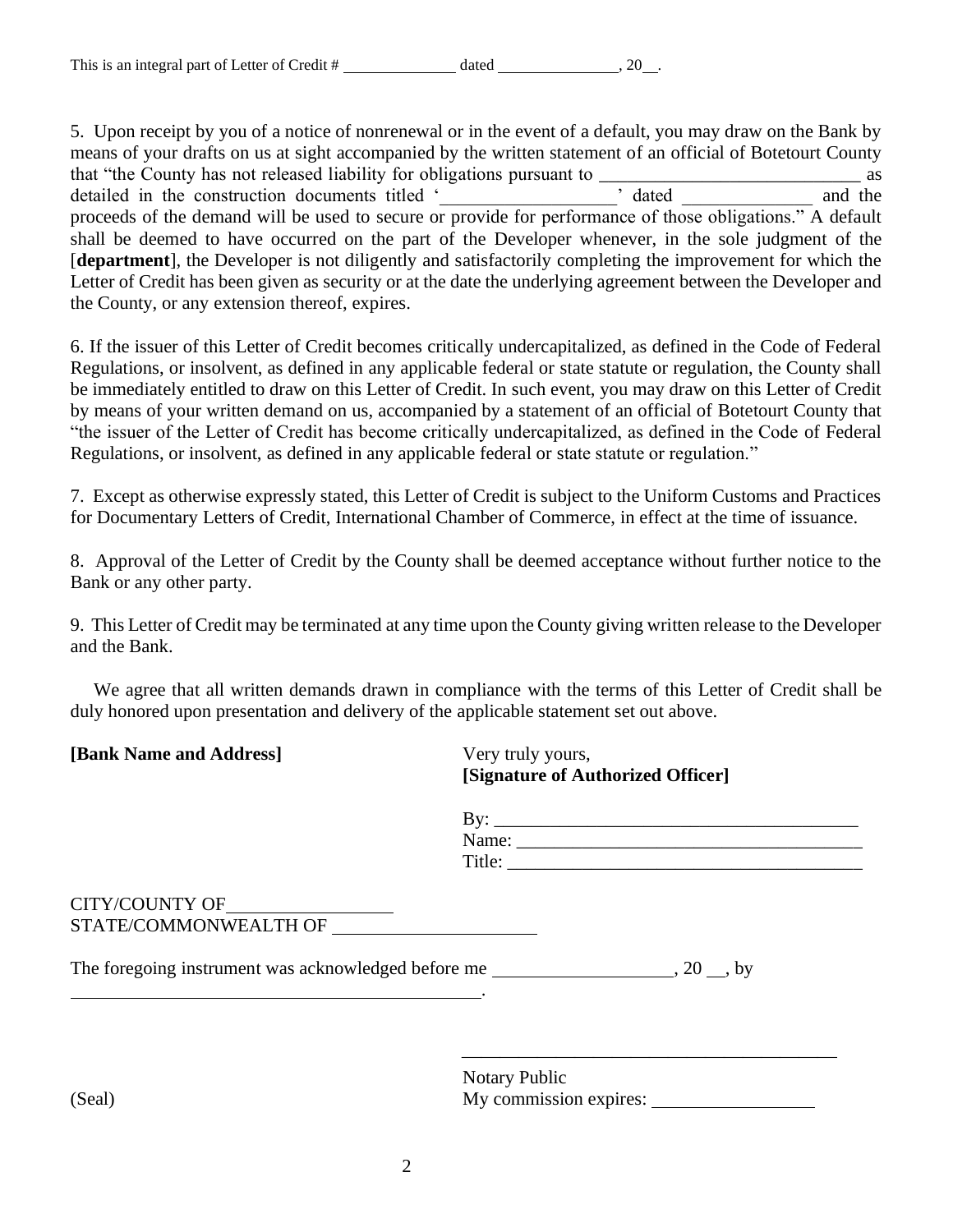This is an integral part of Letter of Credit # ____________ dated ______________, 20__.

5. Upon receipt by you of a notice of nonrenewal or in the event of a default, you may draw on the Bank by means of your drafts on us at sight accompanied by the written statement of an official of Botetourt County that "the County has not released liability for obligations pursuant to ____________________________ as detailed in the construction documents titled '__________________' dated ______________ and the proceeds of the demand will be used to secure or provide for performance of those obligations." A default shall be deemed to have occurred on the part of the Developer whenever, in the sole judgment of the [**department**], the Developer is not diligently and satisfactorily completing the improvement for which the Letter of Credit has been given as security or at the date the underlying agreement between the Developer and the County, or any extension thereof, expires.

6. If the issuer of this Letter of Credit becomes critically undercapitalized, as defined in the Code of Federal Regulations, or insolvent, as defined in any applicable federal or state statute or regulation, the County shall be immediately entitled to draw on this Letter of Credit. In such event, you may draw on this Letter of Credit by means of your written demand on us, accompanied by a statement of an official of Botetourt County that "the issuer of the Letter of Credit has become critically undercapitalized, as defined in the Code of Federal Regulations, or insolvent, as defined in any applicable federal or state statute or regulation."

7. Except as otherwise expressly stated, this Letter of Credit is subject to the Uniform Customs and Practices for Documentary Letters of Credit, International Chamber of Commerce, in effect at the time of issuance.

8. Approval of the Letter of Credit by the County shall be deemed acceptance without further notice to the Bank or any other party.

9. This Letter of Credit may be terminated at any time upon the County giving written release to the Developer and the Bank.

We agree that all written demands drawn in compliance with the terms of this Letter of Credit shall be duly honored upon presentation and delivery of the applicable statement set out above.

**[Bank Name and Address]**

Very truly yours,
**[Signature of Authorized Officer]**

By: ______________________________________
Name: ____________________________________
Title: _____________________________________

CITY/COUNTY OF__________________
STATE/COMMONWEALTH OF ______________________

The foregoing instrument was acknowledged before me ___________________, 20 __, by
_____________________________________________.

_________________________________________
Notary Public
My commission expires: _________________

(Seal)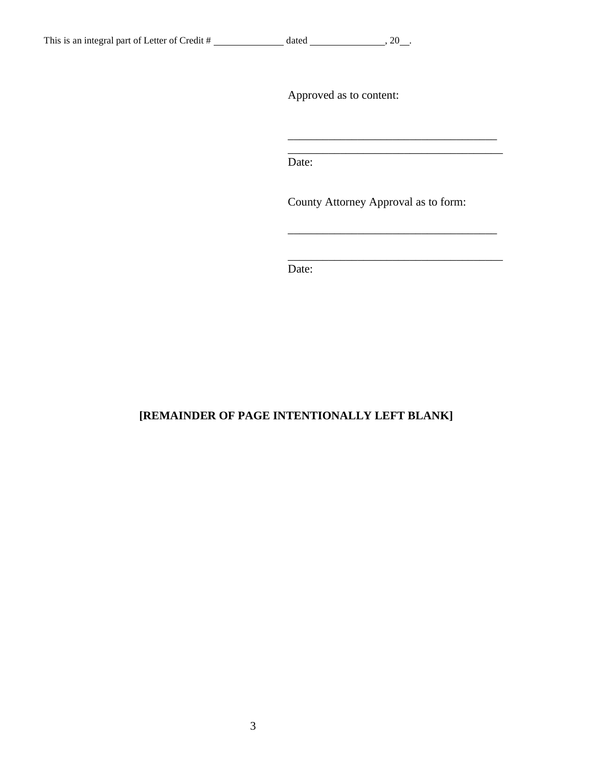This is an integral part of Letter of Credit # ____________ dated ______________, 20__.

Approved as to content:

______________________________________

______________________________________

Date:

County Attorney Approval as to form:

______________________________________

______________________________________

Date:

**[REMAINDER OF PAGE INTENTIONALLY LEFT BLANK]**